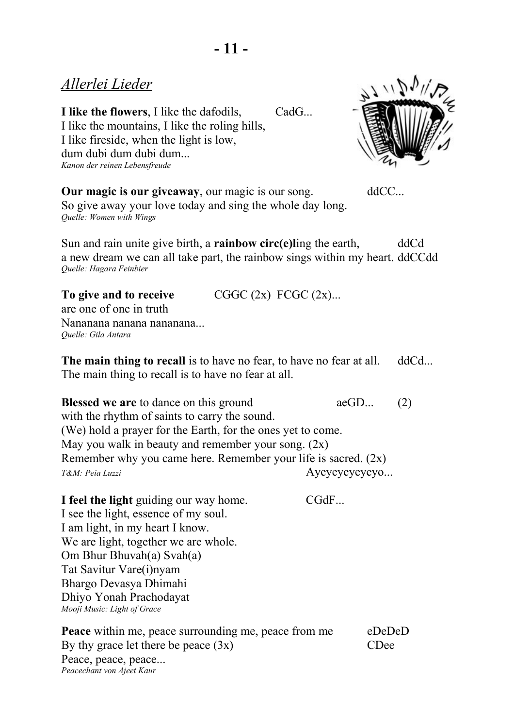## *Allerlei Lieder*

**I like the flowers**, I like the dafodils, CadG...
I like the mountains, I like the roling hills,
I like fireside, when the light is low,
dum dubi dum dubi dum...
*Kanon der reinen Lebensfreude*

**Our magic is our giveaway**, our magic is our song. ddCC...
So give away your love today and sing the whole day long.
*Quelle: Women with Wings*

Sun and rain unite give birth, a **rainbow circ(e)l**ing the earth, ddCd
a new dream we can all take part, the rainbow sings within my heart. ddCCdd
*Quelle: Hagara Feinbier*

**To give and to receive** CGGC (2x) FCGC (2x)...
are one of one in truth
Nananana nanana nanananana...
*Quelle: Gila Antara*

**The main thing to recall** is to have no fear, to have no fear at all. ddCd...
The main thing to recall is to have no fear at all.

**Blessed we are** to dance on this ground aeGD... (2)
with the rhythm of saints to carry the sound.
(We) hold a prayer for the Earth, for the ones yet to come.
May you walk in beauty and remember your song. (2x)
Remember why you came here. Remember your life is sacred. (2x)
*T&M: Peia Luzzi* Ayeyeyeyeyeyo...

**I feel the light** guiding our way home. CGdF...
I see the light, essence of my soul.
I am light, in my heart I know.
We are light, together we are whole.
Om Bhur Bhuvah(a) Svah(a)
Tat Savitur Vare(i)nyam
Bhargo Devasya Dhimahi
Dhiyo Yonah Prachodayat
*Mooji Music: Light of Grace*

**Peace** within me, peace surrounding me, peace from me eDeDeD
By thy grace let there be peace (3x) CDee
Peace, peace, peace...
*Peacechant von Ajeet Kaur*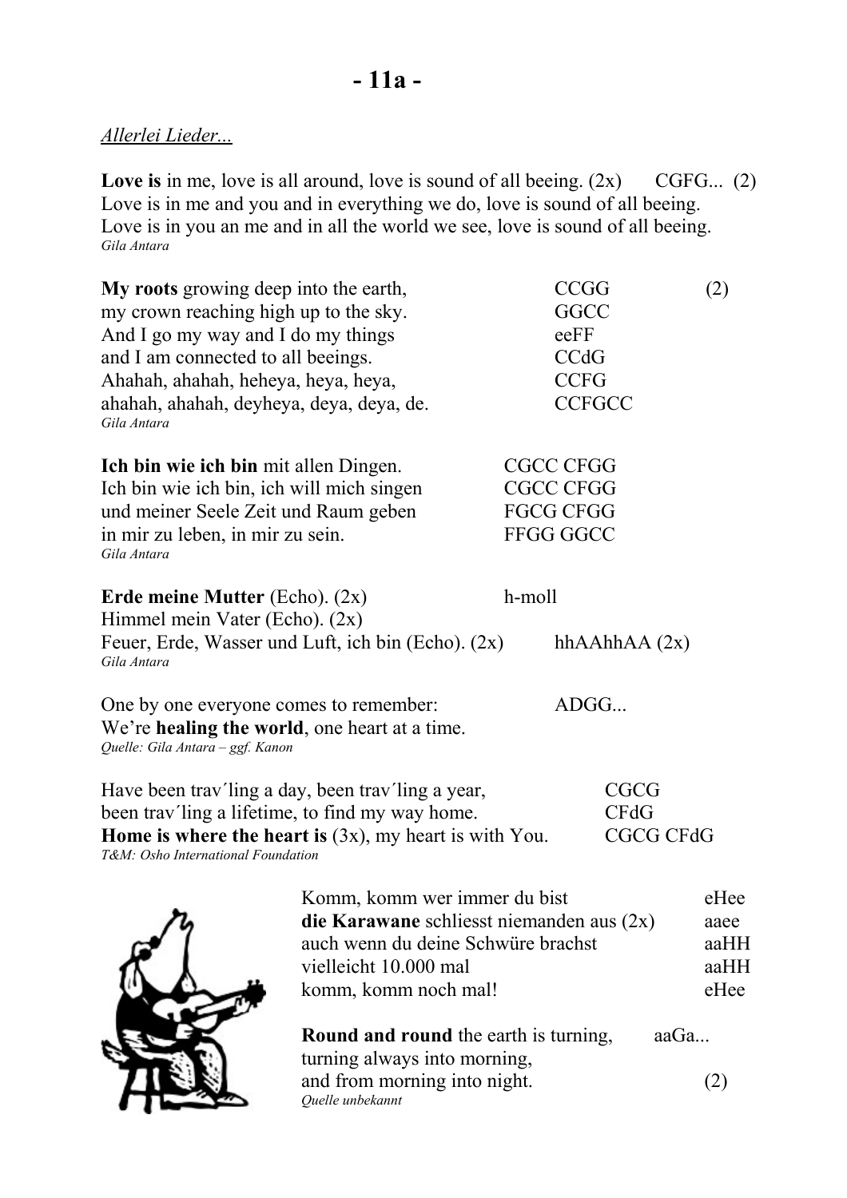*Allerlei Lieder...*

**Love is** in me, love is all around, love is sound of all beeing. (2x)  CGFG... (2)
Love is in me and you and in everything we do, love is sound of all beeing.
Love is in you an me and in all the world we see, love is sound of all beeing.
*Gila Antara*

| | | |
|---|---|---|
| **My roots** growing deep into the earth, | CCGG | (2) |
| my crown reaching high up to the sky. | GGCC | |
| And I go my way and I do my things | eeFF | |
| and I am connected to all beeings. | CCdG | |
| Ahahah, ahahah, heheya, heya, heya, | CCFG | |
| ahahah, ahahah, deyheya, deya, deya, de. | CCFGCC | |

*Gila Antara*

| | |
|---|---|
| **Ich bin wie ich bin** mit allen Dingen. | CGCC CFGG |
| Ich bin wie ich bin, ich will mich singen | CGCC CFGG |
| und meiner Seele Zeit und Raum geben | FGCG CFGG |
| in mir zu leben, in mir zu sein. | FFGG GGCC |

*Gila Antara*

**Erde meine Mutter** (Echo). (2x)  h-moll
Himmel mein Vater (Echo). (2x)
Feuer, Erde, Wasser und Luft, ich bin (Echo). (2x)  hhAAhhAA (2x)
*Gila Antara*

One by one everyone comes to remember:  ADGG...
We're **healing the world**, one heart at a time.
*Quelle: Gila Antara – ggf. Kanon*

| | |
|---|---|
| Have been trav´ling a day, been trav´ling a year, | CGCG |
| been trav´ling a lifetime, to find my way home. | CFdG |
| **Home is where the heart is** (3x), my heart is with You. | CGCG CFdG |

*T&M: Osho International Foundation*

| | |
|---|---|
| Komm, komm wer immer du bist | eHee |
| **die Karawane** schliesst niemanden aus (2x) | aaee |
| auch wenn du deine Schwüre brachst | aaHH |
| vielleicht 10.000 mal | aaHH |
| komm, komm noch mal! | eHee |

**Round and round** the earth is turning,  aaGa...
turning always into morning,
and from morning into night.  (2)
*Quelle unbekannt*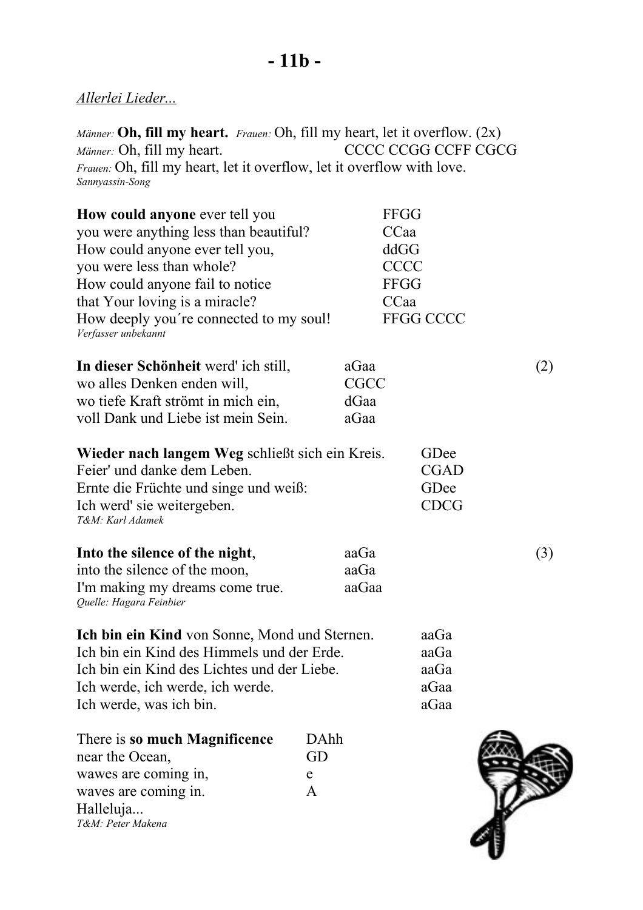# - 11b -

*Allerlei Lieder...*

*Männer:* **Oh, fill my heart.** *Frauen:* Oh, fill my heart, let it overflow. (2x)
*Männer:* Oh, fill my heart. CCCC CCGG CCFF CGCG
*Frauen:* Oh, fill my heart, let it overflow, let it overflow with love.
*Sannyassin-Song*

| | |
|---|---|
| **How could anyone** ever tell you | FFGG |
| you were anything less than beautiful? | CCaa |
| How could anyone ever tell you, | ddGG |
| you were less than whole? | CCCC |
| How could anyone fail to notice | FFGG |
| that Your loving is a miracle? | CCaa |
| How deeply you´re connected to my soul! | FFGG CCCC |

*Verfasser unbekannt*

| | | |
|---|---|---|
| **In dieser Schönheit** werd' ich still, | aGaa | (2) |
| wo alles Denken enden will, | CGCC | |
| wo tiefe Kraft strömt in mich ein, | dGaa | |
| voll Dank und Liebe ist mein Sein. | aGaa | |

| | |
|---|---|
| **Wieder nach langem Weg** schließt sich ein Kreis. | GDee |
| Feier' und danke dem Leben. | CGAD |
| Ernte die Früchte und singe und weiß: | GDee |
| Ich werd' sie weitergeben. | CDCG |

*T&M: Karl Adamek*

| | | |
|---|---|---|
| **Into the silence of the night**, | aaGa | (3) |
| into the silence of the moon, | aaGa | |
| I'm making my dreams come true. | aaGaa | |

*Quelle: Hagara Feinbier*

| | |
|---|---|
| **Ich bin ein Kind** von Sonne, Mond und Sternen. | aaGa |
| Ich bin ein Kind des Himmels und der Erde. | aaGa |
| Ich bin ein Kind des Lichtes und der Liebe. | aaGa |
| Ich werde, ich werde, ich werde. | aGaa |
| Ich werde, was ich bin. | aGaa |

| | |
|---|---|
| There is **so much Magnificence** | DAhh |
| near the Ocean, | GD |
| wawes are coming in, | e |
| waves are coming in. | A |

Halleluja...
*T&M: Peter Makena*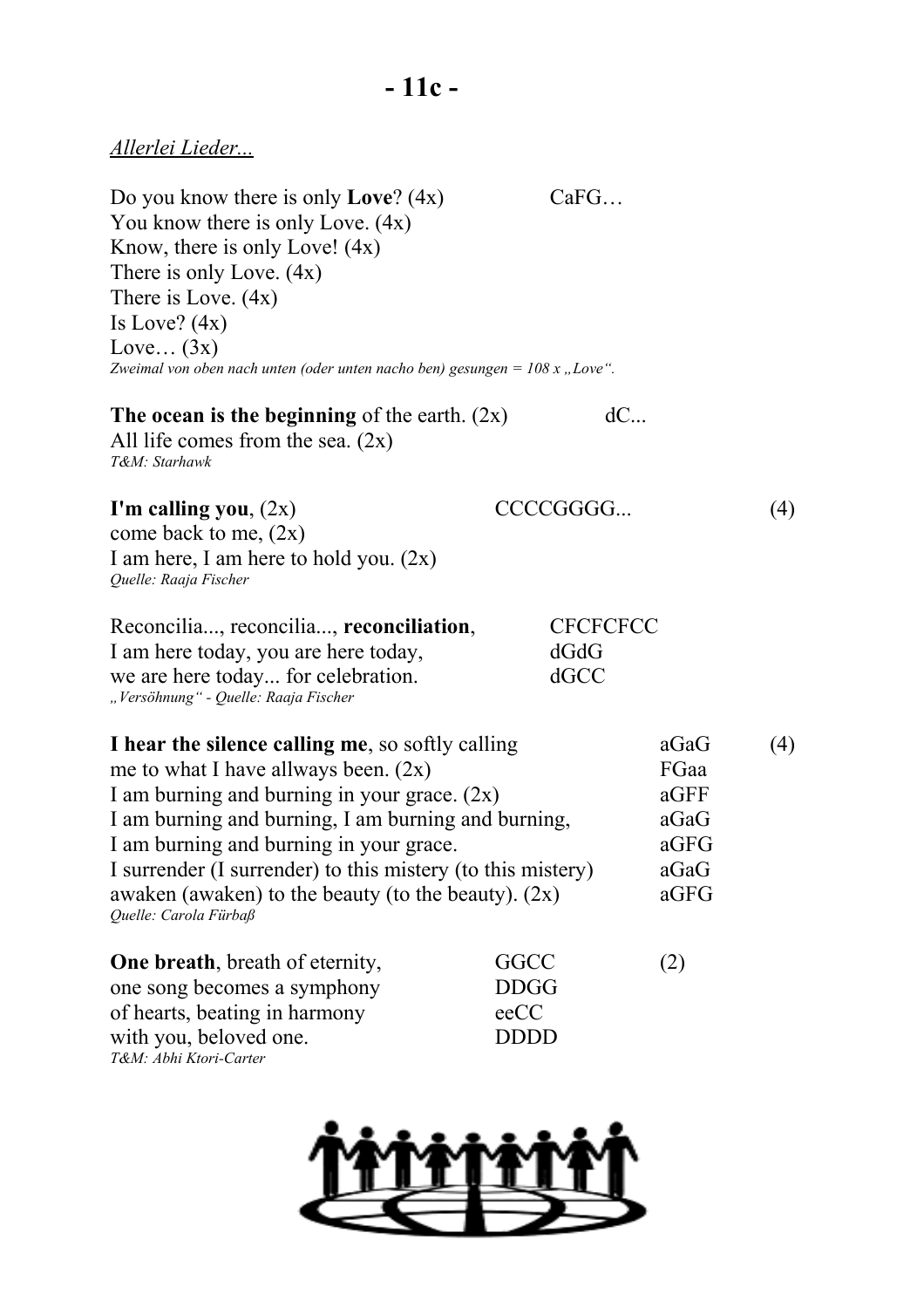# - 11c -

*Allerlei Lieder...*

Do you know there is only **Love**? (4x) CaFG…
You know there is only Love. (4x)
Know, there is only Love! (4x)
There is only Love. (4x)
There is Love. (4x)
Is Love? (4x)
Love… (3x)
*Zweimal von oben nach unten (oder unten nacho ben) gesungen = 108 x „Love".*

**The ocean is the beginning** of the earth. (2x) dC...
All life comes from the sea. (2x)
*T&M: Starhawk*

**I'm calling you**, (2x) CCCCGGGG... (4)
come back to me, (2x)
I am here, I am here to hold you. (2x)
*Quelle: Raaja Fischer*

Reconcilia..., reconcilia..., **reconciliation**, CFCFCFCC
I am here today, you are here today, dGdG
we are here today... for celebration. dGCC
*„Versöhnung" - Quelle: Raaja Fischer*

**I hear the silence calling me**, so softly calling aGaG (4)
me to what I have allways been. (2x) FGaa
I am burning and burning in your grace. (2x) aGFF
I am burning and burning, I am burning and burning, aGaG
I am burning and burning in your grace. aGFG
I surrender (I surrender) to this mistery (to this mistery) aGaG
awaken (awaken) to the beauty (to the beauty). (2x) aGFG
*Quelle: Carola Fürbaß*

**One breath**, breath of eternity, GGCC (2)
one song becomes a symphony DDGG
of hearts, beating in harmony eeCC
with you, beloved one. DDDD
*T&M: Abhi Ktori-Carter*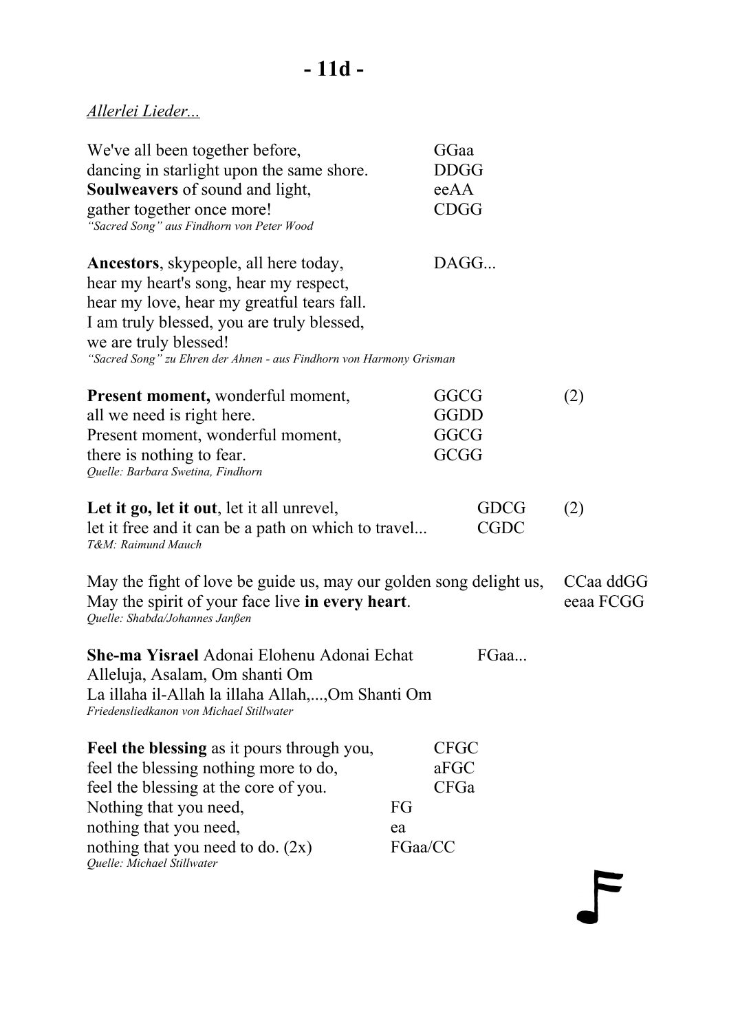# - 11d -

*Allerlei Lieder...*

We've all been together before, GGaa
dancing in starlight upon the same shore. DDGG
**Soulweavers** of sound and light, eeAA
gather together once more! CDGG
*"Sacred Song" aus Findhorn von Peter Wood*

**Ancestors**, skypeople, all here today, DAGG...
hear my heart's song, hear my respect,
hear my love, hear my greatful tears fall.
I am truly blessed, you are truly blessed,
we are truly blessed!
*"Sacred Song" zu Ehren der Ahnen - aus Findhorn von Harmony Grisman*

**Present moment,** wonderful moment, GGCG (2)
all we need is right here. GGDD
Present moment, wonderful moment, GGCG
there is nothing to fear. GCGG
*Quelle: Barbara Swetina, Findhorn*

**Let it go, let it out**, let it all unrevel, GDCG (2)
let it free and it can be a path on which to travel... CGDC
*T&M: Raimund Mauch*

May the fight of love be guide us, may our golden song delight us, CCaa ddGG
May the spirit of your face live **in every heart**. eeaa FCGG
*Quelle: Shabda/Johannes Janßen*

**She-ma Yisrael** Adonai Elohenu Adonai Echat FGaa...
Alleluja, Asalam, Om shanti Om
La illaha il-Allah la illaha Allah,...,Om Shanti Om
*Friedensliedkanon von Michael Stillwater*

**Feel the blessing** as it pours through you, CFGC
feel the blessing nothing more to do, aFGC
feel the blessing at the core of you. CFGa
Nothing that you need, FG
nothing that you need, ea
nothing that you need to do. (2x) FGaa/CC
*Quelle: Michael Stillwater*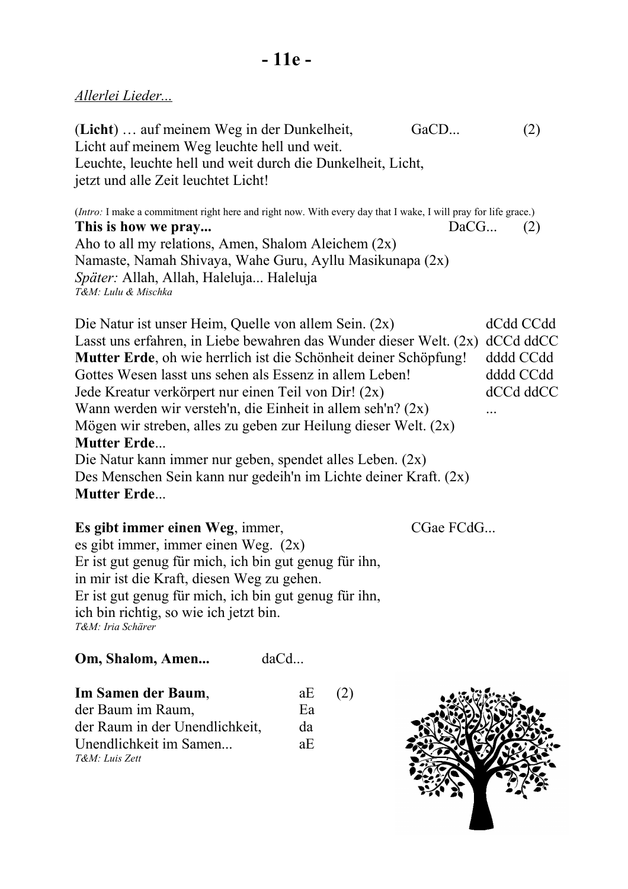# - 11e -

*Allerlei Lieder...*

(**Licht**) … auf meinem Weg in der Dunkelheit, GaCD... (2)
Licht auf meinem Weg leuchte hell und weit.
Leuchte, leuchte hell und weit durch die Dunkelheit, Licht,
jetzt und alle Zeit leuchtet Licht!

(*Intro:* I make a commitment right here and right now. With every day that I wake, I will pray for life grace.)
**This is how we pray...** DaCG... (2)
Aho to all my relations, Amen, Shalom Aleichem (2x)
Namaste, Namah Shivaya, Wahe Guru, Ayllu Masikunapa (2x)
*Später:* Allah, Allah, Haleluja... Haleluja
*T&M: Lulu & Mischka*

Die Natur ist unser Heim, Quelle von allem Sein. (2x) dCdd CCdd
Lasst uns erfahren, in Liebe bewahren das Wunder dieser Welt. (2x) dCCd ddCC
**Mutter Erde**, oh wie herrlich ist die Schönheit deiner Schöpfung! dddd CCdd
Gottes Wesen lasst uns sehen als Essenz in allem Leben! dddd CCdd
Jede Kreatur verkörpert nur einen Teil von Dir! (2x) dCCd ddCC
Wann werden wir versteh'n, die Einheit in allem seh'n? (2x) ...
Mögen wir streben, alles zu geben zur Heilung dieser Welt. (2x)
**Mutter Erde**...
Die Natur kann immer nur geben, spendet alles Leben. (2x)
Des Menschen Sein kann nur gedeih'n im Lichte deiner Kraft. (2x)
**Mutter Erde**...

**Es gibt immer einen Weg**, immer, CGae FCdG...
es gibt immer, immer einen Weg. (2x)
Er ist gut genug für mich, ich bin gut genug für ihn,
in mir ist die Kraft, diesen Weg zu gehen.
Er ist gut genug für mich, ich bin gut genug für ihn,
ich bin richtig, so wie ich jetzt bin.
*T&M: Iria Schärer*

**Om, Shalom, Amen...** daCd...

**Im Samen der Baum**, aE (2)
der Baum im Raum, Ea
der Raum in der Unendlichkeit, da
Unendlichkeit im Samen... aE
*T&M: Luis Zett*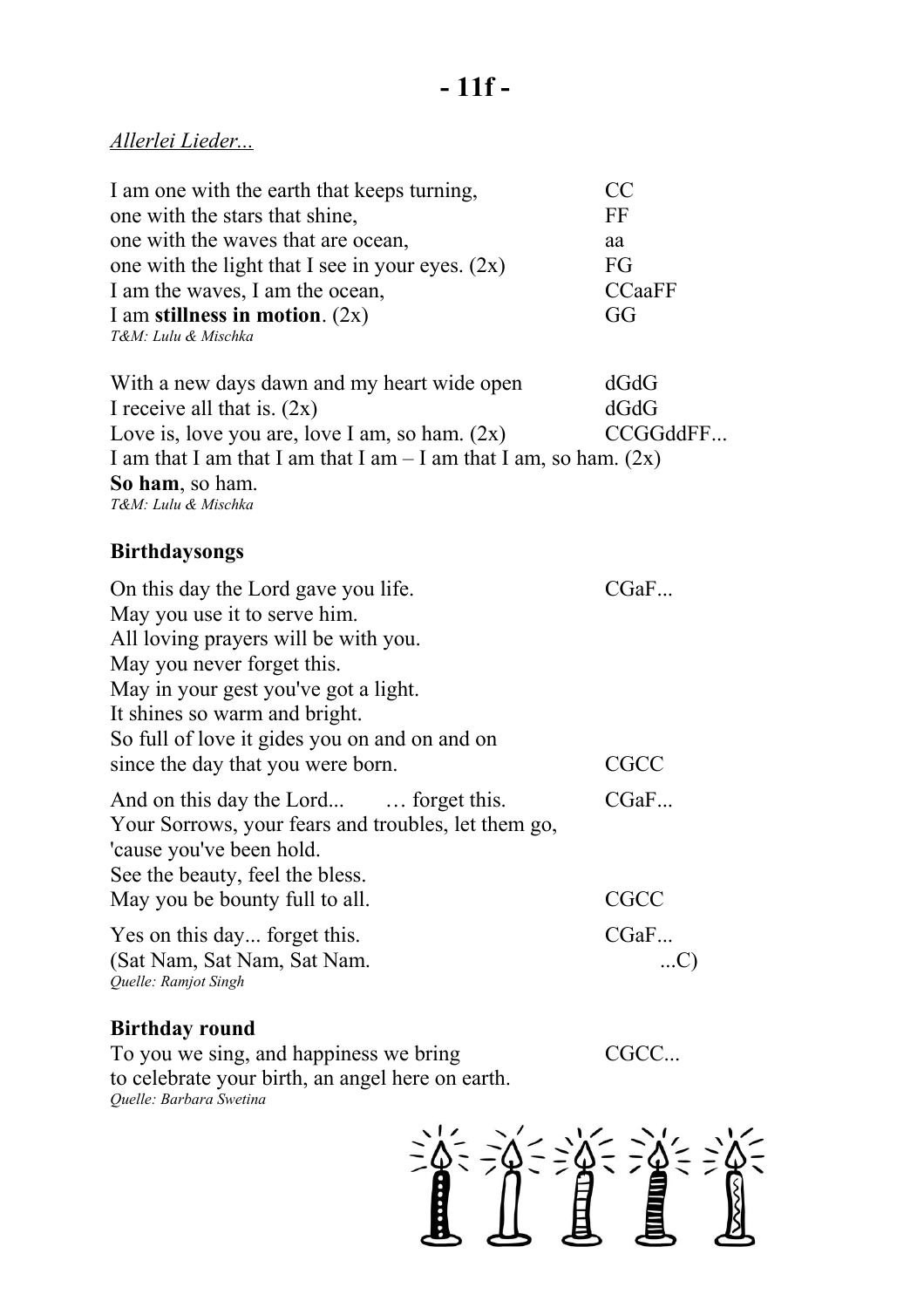# - 11f -

*Allerlei Lieder...*

I am one with the earth that keeps turning, CC
one with the stars that shine, FF
one with the waves that are ocean, aa
one with the light that I see in your eyes. (2x) FG
I am the waves, I am the ocean, CCaaFF
I am **stillness in motion**. (2x) GG
*T&M: Lulu & Mischka*

With a new days dawn and my heart wide open dGdG
I receive all that is. (2x) dGdG
Love is, love you are, love I am, so ham. (2x) CCGGddFF...
I am that I am that I am that I am – I am that I am, so ham. (2x)
**So ham**, so ham.
*T&M: Lulu & Mischka*

## Birthdaysongs

On this day the Lord gave you life. CGaF...
May you use it to serve him.
All loving prayers will be with you.
May you never forget this.
May in your gest you've got a light.
It shines so warm and bright.
So full of love it gides you on and on and on
since the day that you were born. CGCC

And on this day the Lord... … forget this. CGaF...
Your Sorrows, your fears and troubles, let them go,
'cause you've been hold.
See the beauty, feel the bless.
May you be bounty full to all. CGCC

Yes on this day... forget this. CGaF...
(Sat Nam, Sat Nam, Sat Nam. ...C)
*Quelle: Ramjot Singh*

## Birthday round

To you we sing, and happiness we bring CGCC...
to celebrate your birth, an angel here on earth.
*Quelle: Barbara Swetina*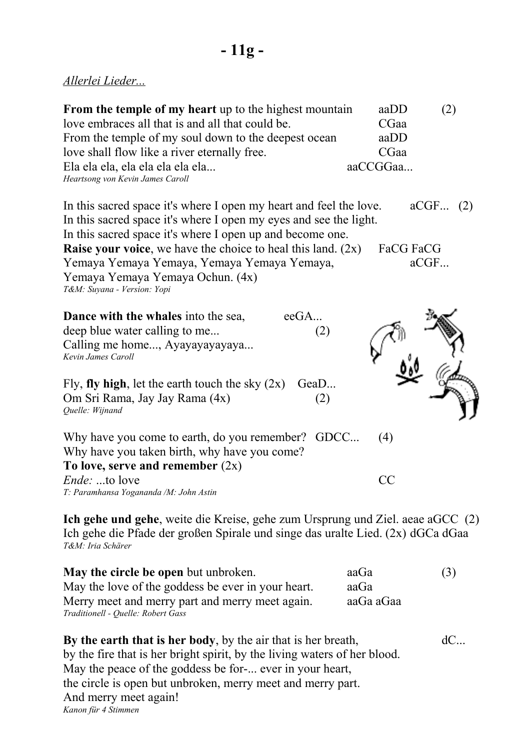// - 11g -

*Allerlei Lieder...*

**From the temple of my heart** up to the highest mountain aaDD (2)
love embraces all that is and all that could be. CGaa
From the temple of my soul down to the deepest ocean aaDD
love shall flow like a river eternally free. CGaa
Ela ela ela, ela ela ela ela ela... aaCCGGaa...
*Heartsong von Kevin James Caroll*

In this sacred space it's where I open my heart and feel the love. aCGF... (2)
In this sacred space it's where I open my eyes and see the light.
In this sacred space it's where I open up and become one.
**Raise your voice**, we have the choice to heal this land. (2x) FaCG FaCG
Yemaya Yemaya Yemaya, Yemaya Yemaya Yemaya, aCGF...
Yemaya Yemaya Yemaya Ochun. (4x)
*T&M: Suyana - Version: Yopi*

**Dance with the whales** into the sea, eeGA...
deep blue water calling to me... (2)
Calling me home..., Ayayayayayaya...
*Kevin James Caroll*

Fly, **fly high**, let the earth touch the sky (2x) GeaD...
Om Sri Rama, Jay Jay Rama (4x) (2)
*Quelle: Wijnand*

Why have you come to earth, do you remember? GDCC... (4)
Why have you taken birth, why have you come?
**To love, serve and remember** (2x)
*Ende:* ...to love CC
*T: Paramhansa Yogananda /M: John Astin*

**Ich gehe und gehe**, weite die Kreise, gehe zum Ursprung und Ziel. aeae aGCC (2)
Ich gehe die Pfade der großen Spirale und singe das uralte Lied. (2x) dGCa dGaa
*T&M: Iria Schärer*

**May the circle be open** but unbroken. aaGa (3)
May the love of the goddess be ever in your heart. aaGa
Merry meet and merry part and merry meet again. aaGa aGaa
*Traditionell - Quelle: Robert Gass*

**By the earth that is her body**, by the air that is her breath, dC...
by the fire that is her bright spirit, by the living waters of her blood.
May the peace of the goddess be for-... ever in your heart,
the circle is open but unbroken, merry meet and merry part.
And merry meet again!
*Kanon für 4 Stimmen*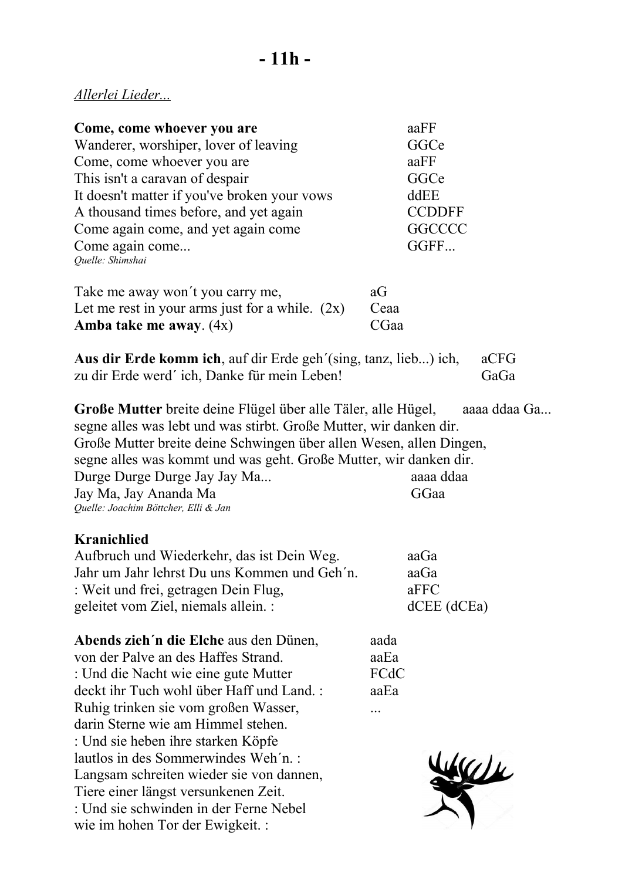# - 11h -

*Allerlei Lieder...*

| | |
|---|---|
| **Come, come whoever you are** | aaFF |
| Wanderer, worshiper, lover of leaving | GGCe |
| Come, come whoever you are | aaFF |
| This isn't a caravan of despair | GGCe |
| It doesn't matter if you've broken your vows | ddEE |
| A thousand times before, and yet again | CCDDFF |
| Come again come, and yet again come | GGCCCC |
| Come again come... | GGFF... |

*Quelle: Shimshai*

| | |
|---|---|
| Take me away won´t you carry me, | aG |
| Let me rest in your arms just for a while. (2x) | Ceaa |
| **Amba take me away**. (4x) | CGaa |

| | |
|---|---|
| **Aus dir Erde komm ich**, auf dir Erde geh´(sing, tanz, lieb...) ich, | aCFG |
| zu dir Erde werd´ ich, Danke für mein Leben! | GaGa |

**Große Mutter** breite deine Flügel über alle Täler, alle Hügel, aaaa ddaa Ga...
segne alles was lebt und was stirbt. Große Mutter, wir danken dir.
Große Mutter breite deine Schwingen über allen Wesen, allen Dingen,
segne alles was kommt und was geht. Große Mutter, wir danken dir.
Durge Durge Durge Jay Jay Ma... aaaa ddaa
Jay Ma, Jay Ananda Ma GGaa

*Quelle: Joachim Böttcher, Elli & Jan*

**Kranichlied**

| | |
|---|---|
| Aufbruch und Wiederkehr, das ist Dein Weg. | aaGa |
| Jahr um Jahr lehrst Du uns Kommen und Geh´n. | aaGa |
| : Weit und frei, getragen Dein Flug, | aFFC |
| geleitet vom Ziel, niemals allein. : | dCEE (dCEa) |

| | |
|---|---|
| **Abends zieh´n die Elche** aus den Dünen, | aada |
| von der Palve an des Haffes Strand. | aaEa |
| : Und die Nacht wie eine gute Mutter | FCdC |
| deckt ihr Tuch wohl über Haff und Land. : | aaEa |
| Ruhig trinken sie vom großen Wasser, | ... |

darin Sterne wie am Himmel stehen.
: Und sie heben ihre starken Köpfe
lautlos in des Sommerwindes Weh´n. :
Langsam schreiten wieder sie von dannen,
Tiere einer längst versunkenen Zeit.
: Und sie schwinden in der Ferne Nebel
wie im hohen Tor der Ewigkeit. :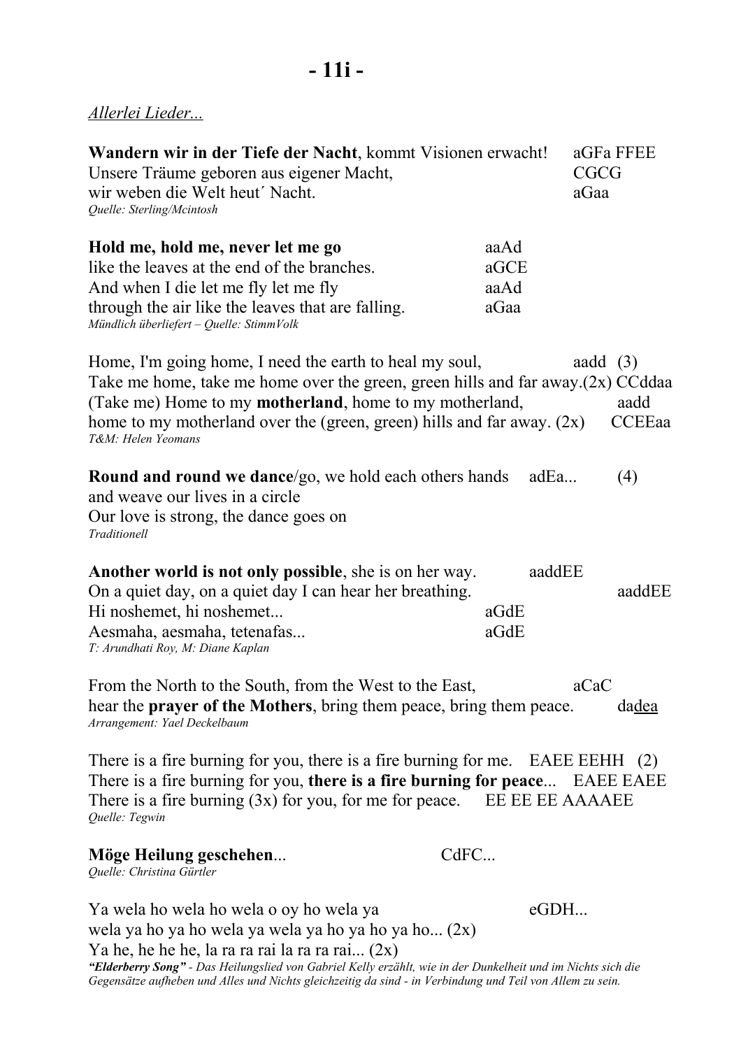# - 11i -

*Allerlei Lieder...*

**Wandern wir in der Tiefe der Nacht**, kommt Visionen erwacht! aGFa FFEE
Unsere Träume geboren aus eigener Macht, CGCG
wir weben die Welt heut´ Nacht. aGaa
*Quelle: Sterling/Mcintosh*

**Hold me, hold me, never let me go** aaAd
like the leaves at the end of the branches. aGCE
And when I die let me fly let me fly aaAd
through the air like the leaves that are falling. aGaa
*Mündlich überliefert – Quelle: StimmVolk*

Home, I'm going home, I need the earth to heal my soul, aadd (3)
Take me home, take me home over the green, green hills and far away.(2x) CCddaa
(Take me) Home to my **motherland**, home to my motherland, aadd
home to my motherland over the (green, green) hills and far away. (2x) CCEEaa
*T&M: Helen Yeomans*

**Round and round we dance**/go, we hold each others hands adEa... (4)
and weave our lives in a circle
Our love is strong, the dance goes on
*Traditionell*

**Another world is not only possible**, she is on her way. aaddEE
On a quiet day, on a quiet day I can hear her breathing. aaddEE
Hi noshemet, hi noshemet... aGdE
Aesmaha, aesmaha, tetenafas... aGdE
*T: Arundhati Roy, M: Diane Kaplan*

From the North to the South, from the West to the East, aCaC
hear the **prayer of the Mothers**, bring them peace, bring them peace. da<u>dea</u>
*Arrangement: Yael Deckelbaum*

There is a fire burning for you, there is a fire burning for me. EAEE EEHH (2)
There is a fire burning for you, **there is a fire burning for peace**... EAEE EAEE
There is a fire burning (3x) for you, for me for peace. EE EE EE AAAAEE
*Quelle: Tegwin*

**Möge Heilung geschehen**... CdFC...
*Quelle: Christina Gürtler*

Ya wela ho wela ho wela o oy ho wela ya eGDH...
wela ya ho ya ho wela ya wela ya ho ya ho ya ho... (2x)
Ya he, he he he, la ra ra rai la ra ra rai... (2x)
***"Elderberry Song"*** *- Das Heilungslied von Gabriel Kelly erzählt, wie in der Dunkelheit und im Nichts sich die Gegensätze aufheben und Alles und Nichts gleichzeitig da sind - in Verbindung und Teil von Allem zu sein.*